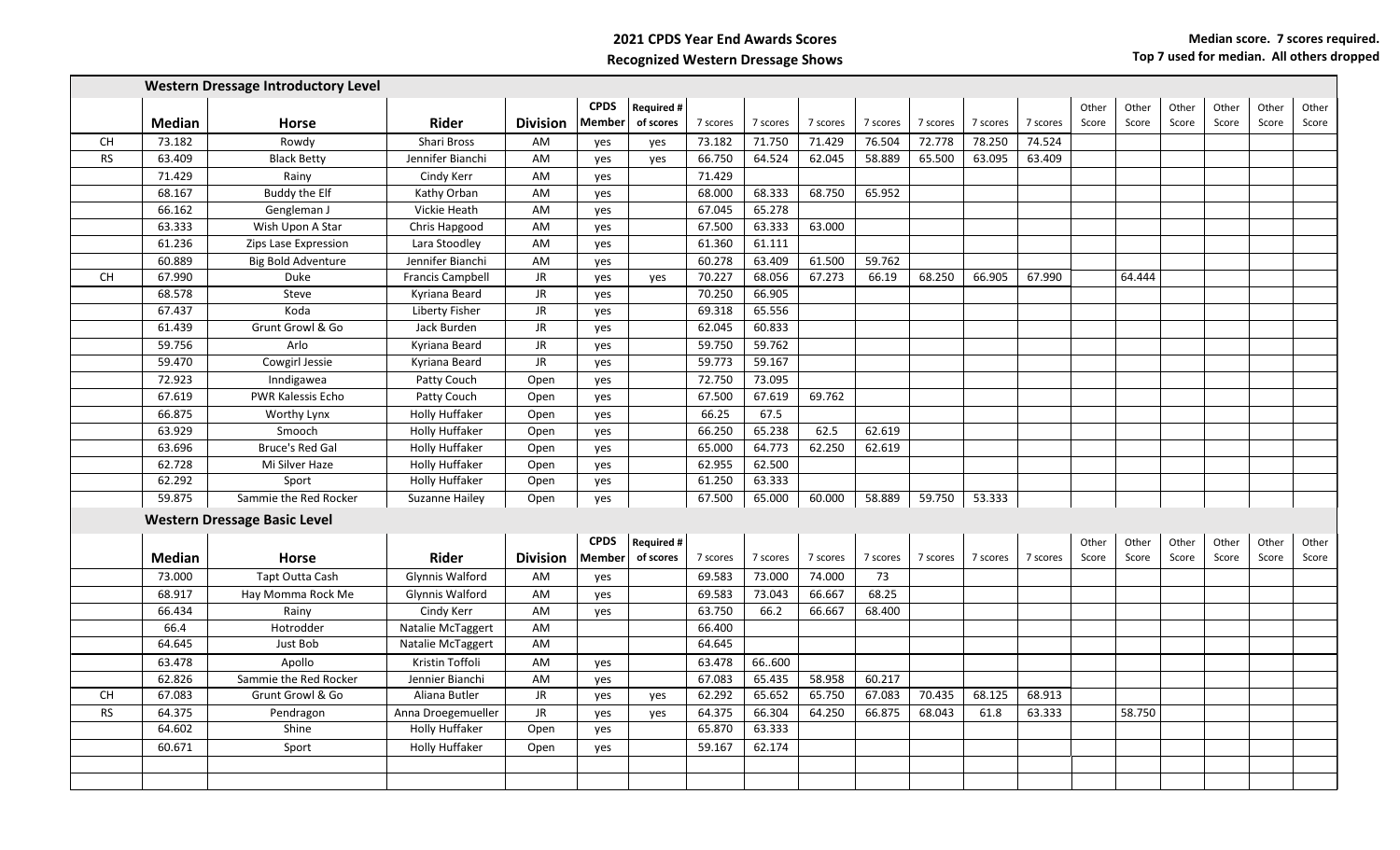**2021 CPDS Year End Awards Scores**

**Recognized Western Dressage Shows**

**Median score. 7 scores required.**
**Top 7 used for median. All others dropped**

## Western Dressage Introductory Level

| | Median | Horse | Rider | Division | CPDS Member | Required # of scores | 7 scores | 7 scores | 7 scores | 7 scores | 7 scores | 7 scores | 7 scores | Other Score | Other Score | Other Score | Other Score | Other Score | Other Score |
|---|---|---|---|---|---|---|---|---|---|---|---|---|---|---|---|---|---|---|---|
| CH | 73.182 | Rowdy | Shari Bross | AM | yes | yes | 73.182 | 71.750 | 71.429 | 76.504 | 72.778 | 78.250 | 74.524 | | | | | | |
| RS | 63.409 | Black Betty | Jennifer Bianchi | AM | yes | yes | 66.750 | 64.524 | 62.045 | 58.889 | 65.500 | 63.095 | 63.409 | | | | | | |
| | 71.429 | Rainy | Cindy Kerr | AM | yes | | 71.429 | | | | | | | | | | | | |
| | 68.167 | Buddy the Elf | Kathy Orban | AM | yes | | 68.000 | 68.333 | 68.750 | 65.952 | | | | | | | | | |
| | 66.162 | Gengleman J | Vickie Heath | AM | yes | | 67.045 | 65.278 | | | | | | | | | | | |
| | 63.333 | Wish Upon A Star | Chris Hapgood | AM | yes | | 67.500 | 63.333 | 63.000 | | | | | | | | | | |
| | 61.236 | Zips Lase Expression | Lara Stoodley | AM | yes | | 61.360 | 61.111 | | | | | | | | | | | |
| | 60.889 | Big Bold Adventure | Jennifer Bianchi | AM | yes | | 60.278 | 63.409 | 61.500 | 59.762 | | | | | | | | | |
| CH | 67.990 | Duke | Francis Campbell | JR | yes | yes | 70.227 | 68.056 | 67.273 | 66.19 | 68.250 | 66.905 | 67.990 | | 64.444 | | | | |
| | 68.578 | Steve | Kyriana Beard | JR | yes | | 70.250 | 66.905 | | | | | | | | | | | |
| | 67.437 | Koda | Liberty Fisher | JR | yes | | 69.318 | 65.556 | | | | | | | | | | | |
| | 61.439 | Grunt Growl & Go | Jack Burden | JR | yes | | 62.045 | 60.833 | | | | | | | | | | | |
| | 59.756 | Arlo | Kyriana Beard | JR | yes | | 59.750 | 59.762 | | | | | | | | | | | |
| | 59.470 | Cowgirl Jessie | Kyriana Beard | JR | yes | | 59.773 | 59.167 | | | | | | | | | | | |
| | 72.923 | Inndigawea | Patty Couch | Open | yes | | 72.750 | 73.095 | | | | | | | | | | | |
| | 67.619 | PWR Kalessis Echo | Patty Couch | Open | yes | | 67.500 | 67.619 | 69.762 | | | | | | | | | | |
| | 66.875 | Worthy Lynx | Holly Huffaker | Open | yes | | 66.25 | 67.5 | | | | | | | | | | | |
| | 63.929 | Smooch | Holly Huffaker | Open | yes | | 66.250 | 65.238 | 62.5 | 62.619 | | | | | | | | | |
| | 63.696 | Bruce's Red Gal | Holly Huffaker | Open | yes | | 65.000 | 64.773 | 62.250 | 62.619 | | | | | | | | | |
| | 62.728 | Mi Silver Haze | Holly Huffaker | Open | yes | | 62.955 | 62.500 | | | | | | | | | | | |
| | 62.292 | Sport | Holly Huffaker | Open | yes | | 61.250 | 63.333 | | | | | | | | | | | |
| | 59.875 | Sammie the Red Rocker | Suzanne Hailey | Open | yes | | 67.500 | 65.000 | 60.000 | 58.889 | 59.750 | 53.333 | | | | | | | |

## Western Dressage Basic Level

| | Median | Horse | Rider | Division | CPDS Member | Required # of scores | 7 scores | 7 scores | 7 scores | 7 scores | 7 scores | 7 scores | 7 scores | Other Score | Other Score | Other Score | Other Score | Other Score | Other Score |
|---|---|---|---|---|---|---|---|---|---|---|---|---|---|---|---|---|---|---|---|
| | 73.000 | Tapt Outta Cash | Glynnis Walford | AM | yes | | 69.583 | 73.000 | 74.000 | 73 | | | | | | | | | |
| | 68.917 | Hay Momma Rock Me | Glynnis Walford | AM | yes | | 69.583 | 73.043 | 66.667 | 68.25 | | | | | | | | | |
| | 66.434 | Rainy | Cindy Kerr | AM | yes | | 63.750 | 66.2 | 66.667 | 68.400 | | | | | | | | | |
| | 66.4 | Hotrodder | Natalie McTaggert | AM | | | 66.400 | | | | | | | | | | | | |
| | 64.645 | Just Bob | Natalie McTaggert | AM | | | 64.645 | | | | | | | | | | | | |
| | 63.478 | Apollo | Kristin Toffoli | AM | yes | | 63.478 | 66..600 | | | | | | | | | | | |
| | 62.826 | Sammie the Red Rocker | Jennier Bianchi | AM | yes | | 67.083 | 65.435 | 58.958 | 60.217 | | | | | | | | | |
| CH | 67.083 | Grunt Growl & Go | Aliana Butler | JR | yes | yes | 62.292 | 65.652 | 65.750 | 67.083 | 70.435 | 68.125 | 68.913 | | | | | | |
| RS | 64.375 | Pendragon | Anna Droegemueller | JR | yes | yes | 64.375 | 66.304 | 64.250 | 66.875 | 68.043 | 61.8 | 63.333 | | 58.750 | | | | |
| | 64.602 | Shine | Holly Huffaker | Open | yes | | 65.870 | 63.333 | | | | | | | | | | | |
| | 60.671 | Sport | Holly Huffaker | Open | yes | | 59.167 | 62.174 | | | | | | | | | | | |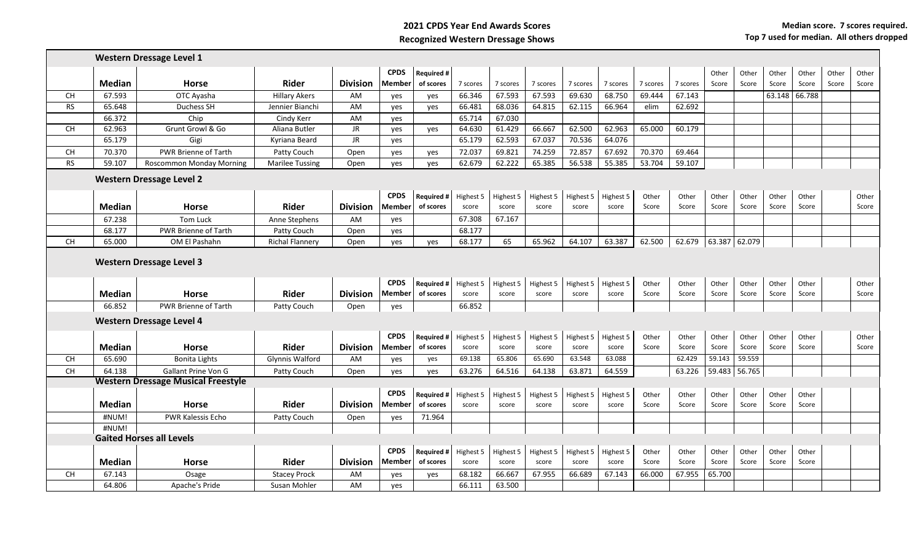**2021 CPDS Year End Awards Scores**
**Recognized Western Dressage Shows**

**Median score. 7 scores required. Top 7 used for median. All others dropped**

## Western Dressage Level 1

| | Median | Horse | Rider | Division | CPDS Member | Required # of scores | 7 scores | 7 scores | 7 scores | 7 scores | 7 scores | 7 scores | 7 scores | Other Score | Other Score | Other Score | Other Score | Other Score | Other Score |
|---|---|---|---|---|---|---|---|---|---|---|---|---|---|---|---|---|---|---|---|
| CH | 67.593 | OTC Ayasha | Hillary Akers | AM | yes | yes | 66.346 | 67.593 | 67.593 | 69.630 | 68.750 | 69.444 | 67.143 | | | 63.148 | 66.788 | | |
| RS | 65.648 | Duchess SH | Jennier Bianchi | AM | yes | yes | 66.481 | 68.036 | 64.815 | 62.115 | 66.964 | elim | 62.692 | | | | | | |
| | 66.372 | Chip | Cindy Kerr | AM | yes | | 65.714 | 67.030 | | | | | | | | | | | |
| CH | 62.963 | Grunt Growl & Go | Aliana Butler | JR | yes | yes | 64.630 | 61.429 | 66.667 | 62.500 | 62.963 | 65.000 | 60.179 | | | | | | |
| | 65.179 | Gigi | Kyriana Beard | JR | yes | | 65.179 | 62.593 | 67.037 | 70.536 | 64.076 | | | | | | | | |
| CH | 70.370 | PWR Brienne of Tarth | Patty Couch | Open | yes | yes | 72.037 | 69.821 | 74.259 | 72.857 | 67.692 | 70.370 | 69.464 | | | | | | |
| RS | 59.107 | Roscommon Monday Morning | Marilee Tussing | Open | yes | yes | 62.679 | 62.222 | 65.385 | 56.538 | 55.385 | 53.704 | 59.107 | | | | | | |

## Western Dressage Level 2

| | Median | Horse | Rider | Division | CPDS Member | Required # of scores | Highest 5 score | Highest 5 score | Highest 5 score | Highest 5 score | Highest 5 score | Other Score | Other Score | Other Score | Other Score | Other Score | Other Score | | Other Score |
|---|---|---|---|---|---|---|---|---|---|---|---|---|---|---|---|---|---|---|---|
| | 67.238 | Tom Luck | Anne Stephens | AM | yes | | 67.308 | 67.167 | | | | | | | | | | | |
| | 68.177 | PWR Brienne of Tarth | Patty Couch | Open | yes | | 68.177 | | | | | | | | | | | | |
| CH | 65.000 | OM El Pashahn | Richal Flannery | Open | yes | yes | 68.177 | 65 | 65.962 | 64.107 | 63.387 | 62.500 | 62.679 | 63.387 | 62.079 | | | | |

## Western Dressage Level 3

| | Median | Horse | Rider | Division | CPDS Member | Required # of scores | Highest 5 score | Highest 5 score | Highest 5 score | Highest 5 score | Highest 5 score | Other Score | Other Score | Other Score | Other Score | Other Score | Other Score | | Other Score |
|---|---|---|---|---|---|---|---|---|---|---|---|---|---|---|---|---|---|---|---|
| | 66.852 | PWR Brienne of Tarth | Patty Couch | Open | yes | | 66.852 | | | | | | | | | | | | |

## Western Dressage Level 4

| | Median | Horse | Rider | Division | CPDS Member | Required # of scores | Highest 5 score | Highest 5 score | Highest 5 score | Highest 5 score | Highest 5 score | Other Score | Other Score | Other Score | Other Score | Other Score | Other Score | | Other Score |
|---|---|---|---|---|---|---|---|---|---|---|---|---|---|---|---|---|---|---|---|
| CH | 65.690 | Bonita Lights | Glynnis Walford | AM | yes | yes | 69.138 | 65.806 | 65.690 | 63.548 | 63.088 | | 62.429 | 59.143 | 59.559 | | | | |
| CH | 64.138 | Gallant Prine Von G | Patty Couch | Open | yes | yes | 63.276 | 64.516 | 64.138 | 63.871 | 64.559 | | 63.226 | 59.483 | 56.765 | | | | |

## Western Dressage Musical Freestyle

| | Median | Horse | Rider | Division | CPDS Member | Required # of scores | Highest 5 score | Highest 5 score | Highest 5 score | Highest 5 score | Highest 5 score | Other Score | Other Score | Other Score | Other Score | Other Score | Other Score | | |
|---|---|---|---|---|---|---|---|---|---|---|---|---|---|---|---|---|---|---|---|
| | #NUM! | PWR Kalessis Echo | Patty Couch | Open | yes | 71.964 | | | | | | | | | | | | | |
| | #NUM! | | | | | | | | | | | | | | | | | | |

## Gaited Horses all Levels

| | Median | Horse | Rider | Division | CPDS Member | Required # of scores | Highest 5 score | Highest 5 score | Highest 5 score | Highest 5 score | Highest 5 score | Other Score | Other Score | Other Score | Other Score | Other Score | Other Score | | |
|---|---|---|---|---|---|---|---|---|---|---|---|---|---|---|---|---|---|---|---|
| CH | 67.143 | Osage | Stacey Prock | AM | yes | yes | 68.182 | 66.667 | 67.955 | 66.689 | 67.143 | 66.000 | 67.955 | 65.700 | | | | | |
| | 64.806 | Apache's Pride | Susan Mohler | AM | yes | | 66.111 | 63.500 | | | | | | | | | | | |